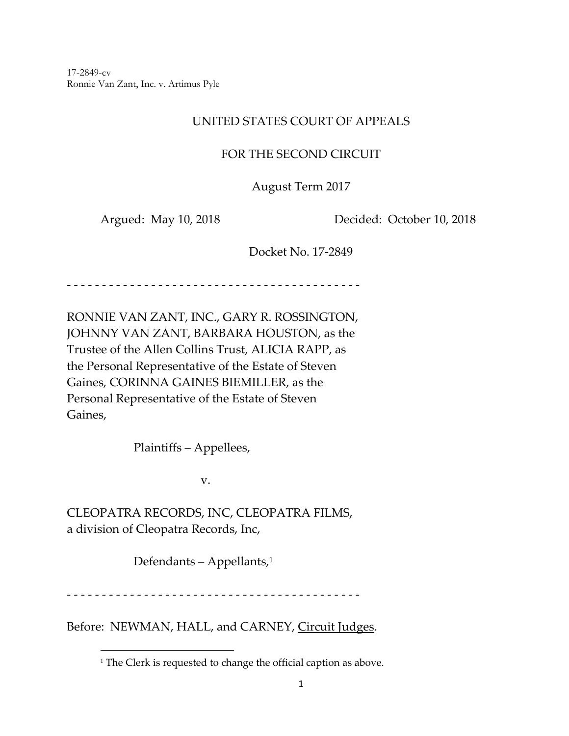17-2849-cv
Ronnie Van Zant, Inc. v. Artimus Pyle

UNITED STATES COURT OF APPEALS

FOR THE SECOND CIRCUIT

August Term 2017

Argued: May 10, 2018 Decided: October 10, 2018

Docket No. 17-2849

- - - - - - - - - - - - - - - - - - - - - - - - - - - - - - - - - - - - - - - - - - -

RONNIE VAN ZANT, INC., GARY R. ROSSINGTON, JOHNNY VAN ZANT, BARBARA HOUSTON, as the Trustee of the Allen Collins Trust, ALICIA RAPP, as the Personal Representative of the Estate of Steven Gaines, CORINNA GAINES BIEMILLER, as the Personal Representative of the Estate of Steven Gaines,

Plaintiffs – Appellees,

v.

CLEOPATRA RECORDS, INC, CLEOPATRA FILMS, a division of Cleopatra Records, Inc,

Defendants – Appellants,[1]

- - - - - - - - - - - - - - - - - - - - - - - - - - - - - - - - - - - - - - - - - - -

Before: NEWMAN, HALL, and CARNEY, Circuit Judges.

[1] The Clerk is requested to change the official caption as above.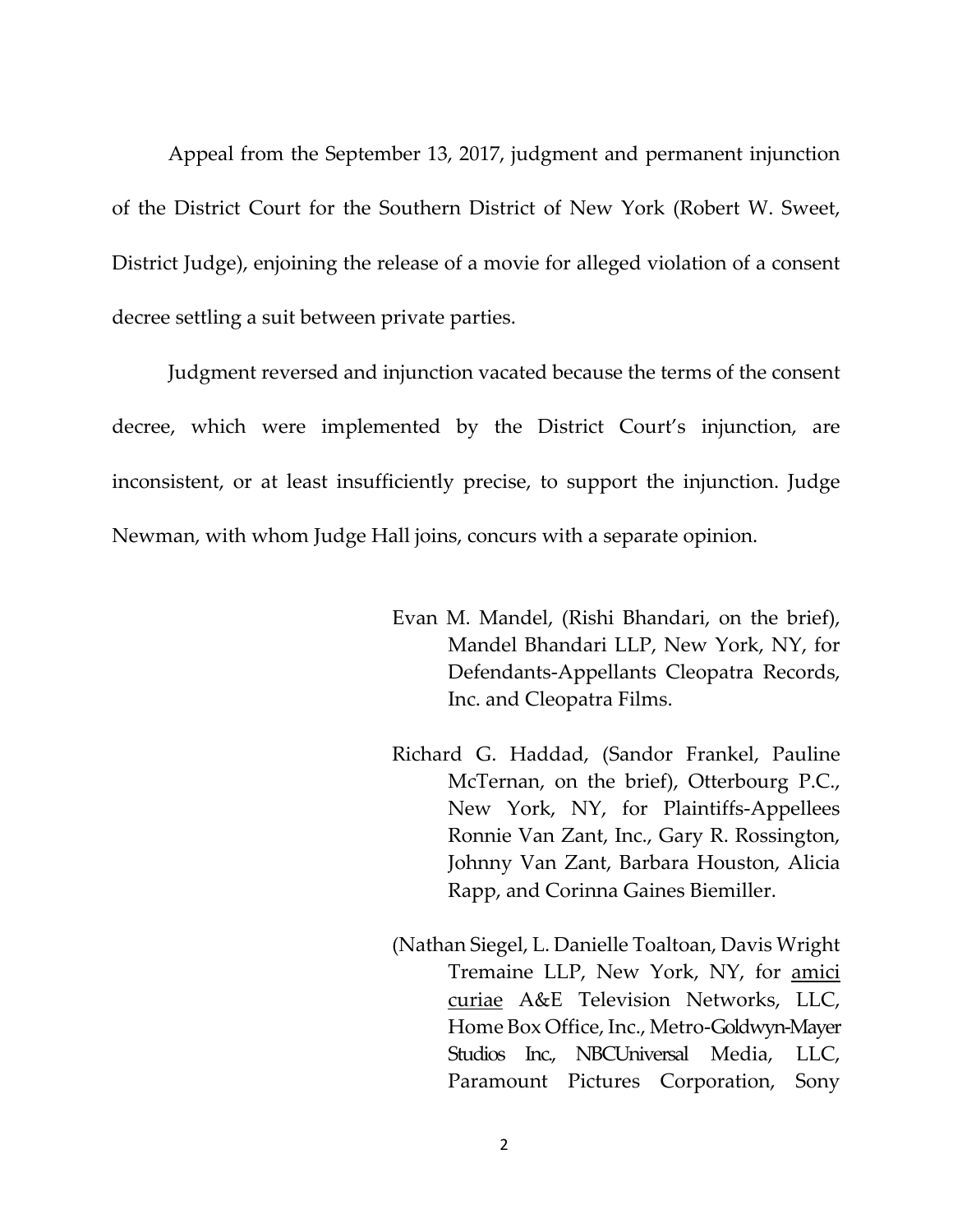Appeal from the September 13, 2017, judgment and permanent injunction of the District Court for the Southern District of New York (Robert W. Sweet, District Judge), enjoining the release of a movie for alleged violation of a consent decree settling a suit between private parties.

Judgment reversed and injunction vacated because the terms of the consent decree, which were implemented by the District Court's injunction, are inconsistent, or at least insufficiently precise, to support the injunction. Judge Newman, with whom Judge Hall joins, concurs with a separate opinion.

Evan M. Mandel, (Rishi Bhandari, on the brief), Mandel Bhandari LLP, New York, NY, for Defendants-Appellants Cleopatra Records, Inc. and Cleopatra Films.

Richard G. Haddad, (Sandor Frankel, Pauline McTernan, on the brief), Otterbourg P.C., New York, NY, for Plaintiffs-Appellees Ronnie Van Zant, Inc., Gary R. Rossington, Johnny Van Zant, Barbara Houston, Alicia Rapp, and Corinna Gaines Biemiller.

(Nathan Siegel, L. Danielle Toaltoan, Davis Wright Tremaine LLP, New York, NY, for amici curiae A&E Television Networks, LLC, Home Box Office, Inc., Metro-Goldwyn-Mayer Studios Inc., NBCUniversal Media, LLC, Paramount Pictures Corporation, Sony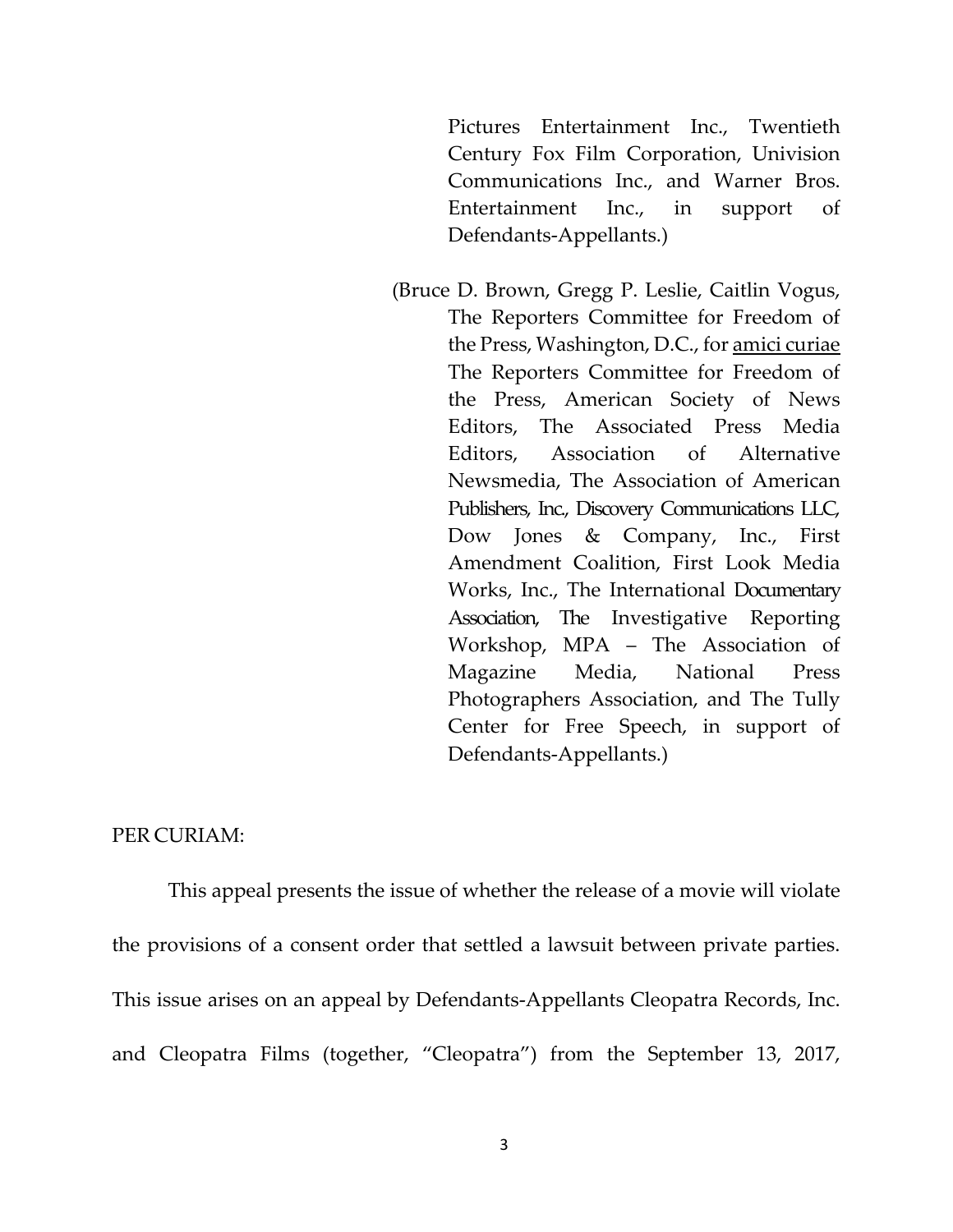Pictures Entertainment Inc., Twentieth Century Fox Film Corporation, Univision Communications Inc., and Warner Bros. Entertainment Inc., in support of Defendants-Appellants.)

(Bruce D. Brown, Gregg P. Leslie, Caitlin Vogus, The Reporters Committee for Freedom of the Press, Washington, D.C., for amici curiae The Reporters Committee for Freedom of the Press, American Society of News Editors, The Associated Press Media Editors, Association of Alternative Newsmedia, The Association of American Publishers, Inc., Discovery Communications LLC, Dow Jones & Company, Inc., First Amendment Coalition, First Look Media Works, Inc., The International Documentary Association, The Investigative Reporting Workshop, MPA – The Association of Magazine Media, National Press Photographers Association, and The Tully Center for Free Speech, in support of Defendants-Appellants.)

PER CURIAM:

This appeal presents the issue of whether the release of a movie will violate the provisions of a consent order that settled a lawsuit between private parties. This issue arises on an appeal by Defendants-Appellants Cleopatra Records, Inc. and Cleopatra Films (together, "Cleopatra") from the September 13, 2017,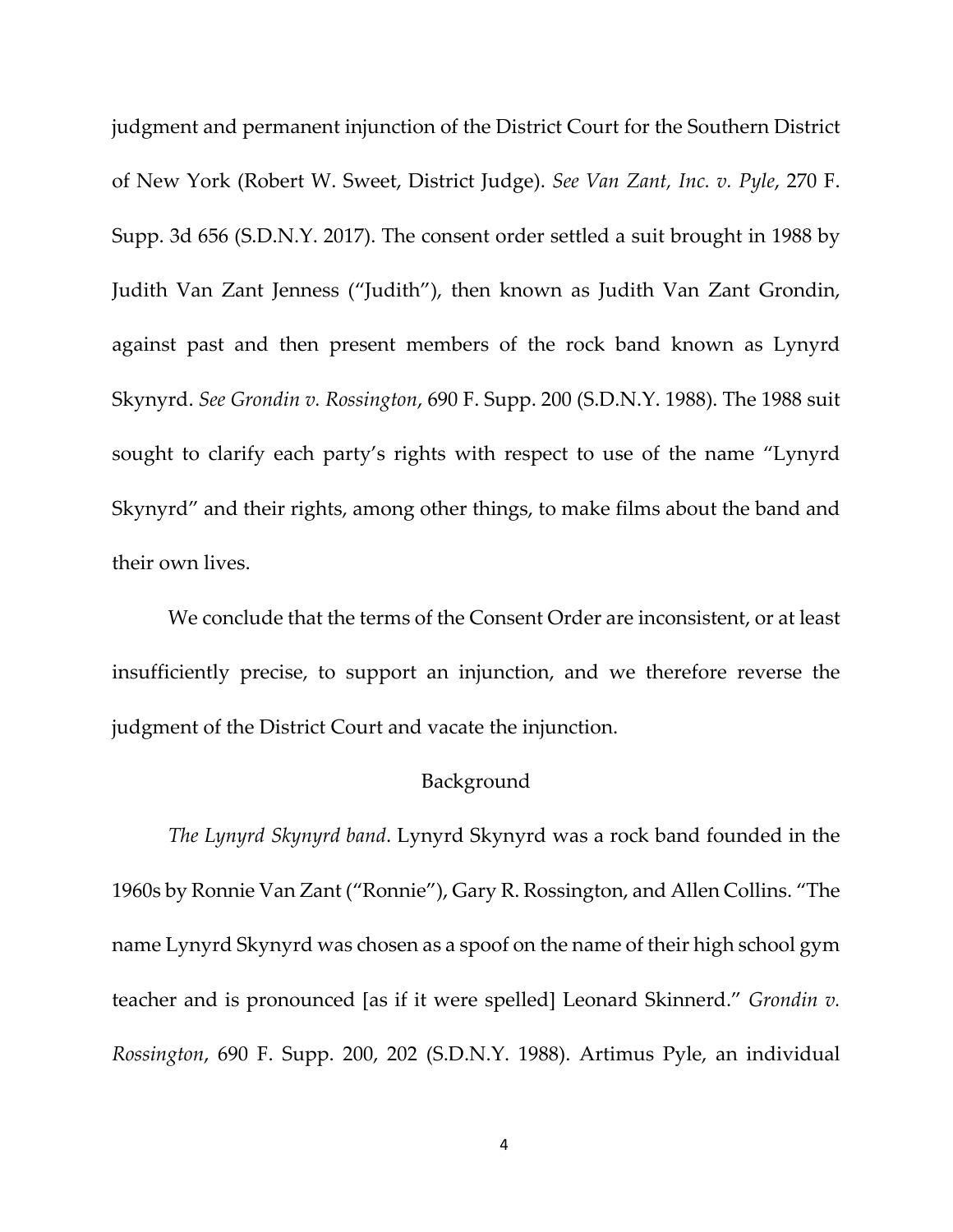judgment and permanent injunction of the District Court for the Southern District of New York (Robert W. Sweet, District Judge). *See Van Zant, Inc. v. Pyle*, 270 F. Supp. 3d 656 (S.D.N.Y. 2017). The consent order settled a suit brought in 1988 by Judith Van Zant Jenness ("Judith"), then known as Judith Van Zant Grondin, against past and then present members of the rock band known as Lynyrd Skynyrd. *See Grondin v. Rossington*, 690 F. Supp. 200 (S.D.N.Y. 1988). The 1988 suit sought to clarify each party's rights with respect to use of the name "Lynyrd Skynyrd" and their rights, among other things, to make films about the band and their own lives.

We conclude that the terms of the Consent Order are inconsistent, or at least insufficiently precise, to support an injunction, and we therefore reverse the judgment of the District Court and vacate the injunction.

## Background

*The Lynyrd Skynyrd band*. Lynyrd Skynyrd was a rock band founded in the 1960s by Ronnie Van Zant ("Ronnie"), Gary R. Rossington, and Allen Collins. "The name Lynyrd Skynyrd was chosen as a spoof on the name of their high school gym teacher and is pronounced [as if it were spelled] Leonard Skinnerd." *Grondin v. Rossington*, 690 F. Supp. 200, 202 (S.D.N.Y. 1988). Artimus Pyle, an individual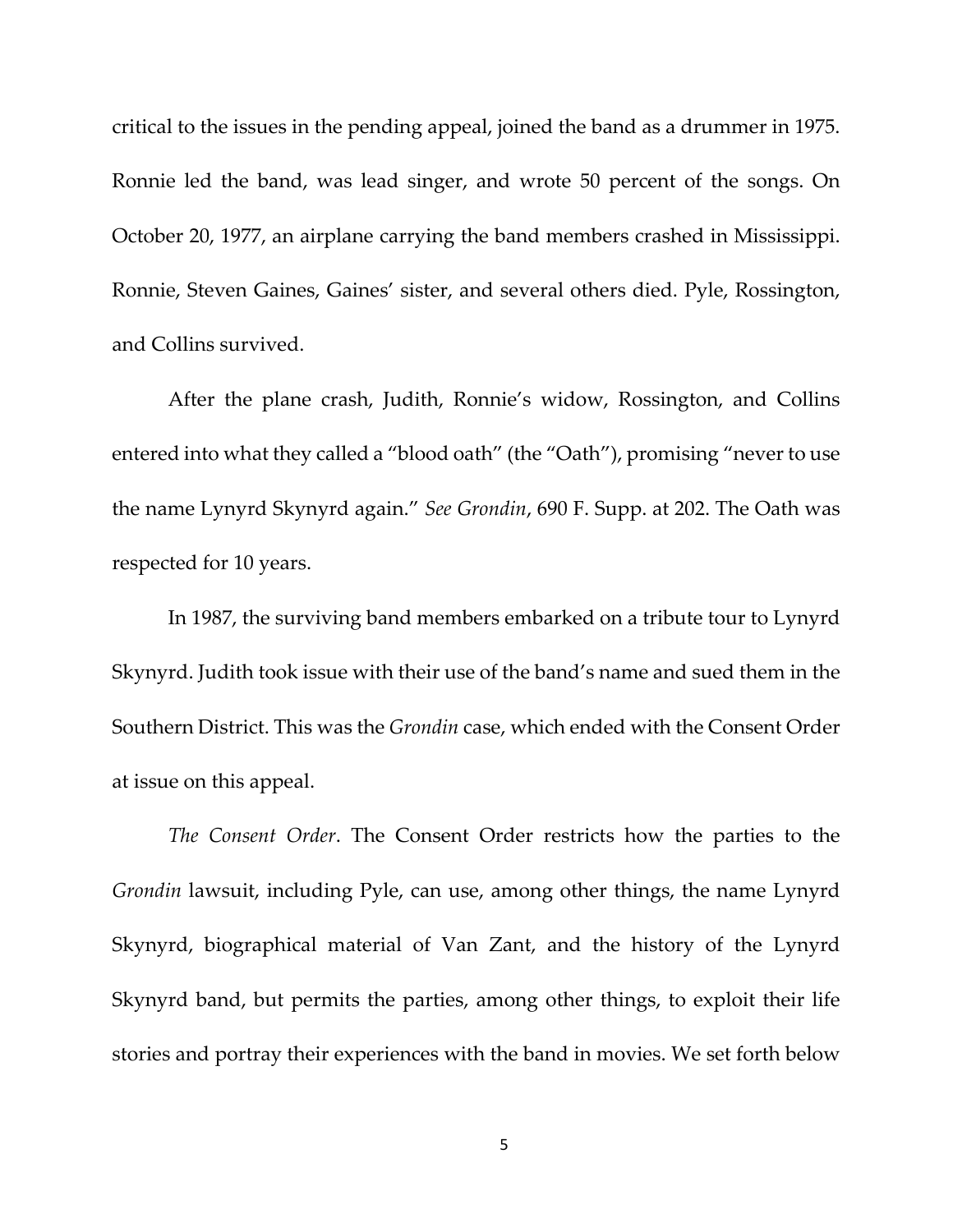critical to the issues in the pending appeal, joined the band as a drummer in 1975. Ronnie led the band, was lead singer, and wrote 50 percent of the songs. On October 20, 1977, an airplane carrying the band members crashed in Mississippi. Ronnie, Steven Gaines, Gaines' sister, and several others died. Pyle, Rossington, and Collins survived.

After the plane crash, Judith, Ronnie's widow, Rossington, and Collins entered into what they called a "blood oath" (the "Oath"), promising "never to use the name Lynyrd Skynyrd again." *See Grondin*, 690 F. Supp. at 202. The Oath was respected for 10 years.

In 1987, the surviving band members embarked on a tribute tour to Lynyrd Skynyrd. Judith took issue with their use of the band's name and sued them in the Southern District. This was the *Grondin* case, which ended with the Consent Order at issue on this appeal.

*The Consent Order*. The Consent Order restricts how the parties to the *Grondin* lawsuit, including Pyle, can use, among other things, the name Lynyrd Skynyrd, biographical material of Van Zant, and the history of the Lynyrd Skynyrd band, but permits the parties, among other things, to exploit their life stories and portray their experiences with the band in movies. We set forth below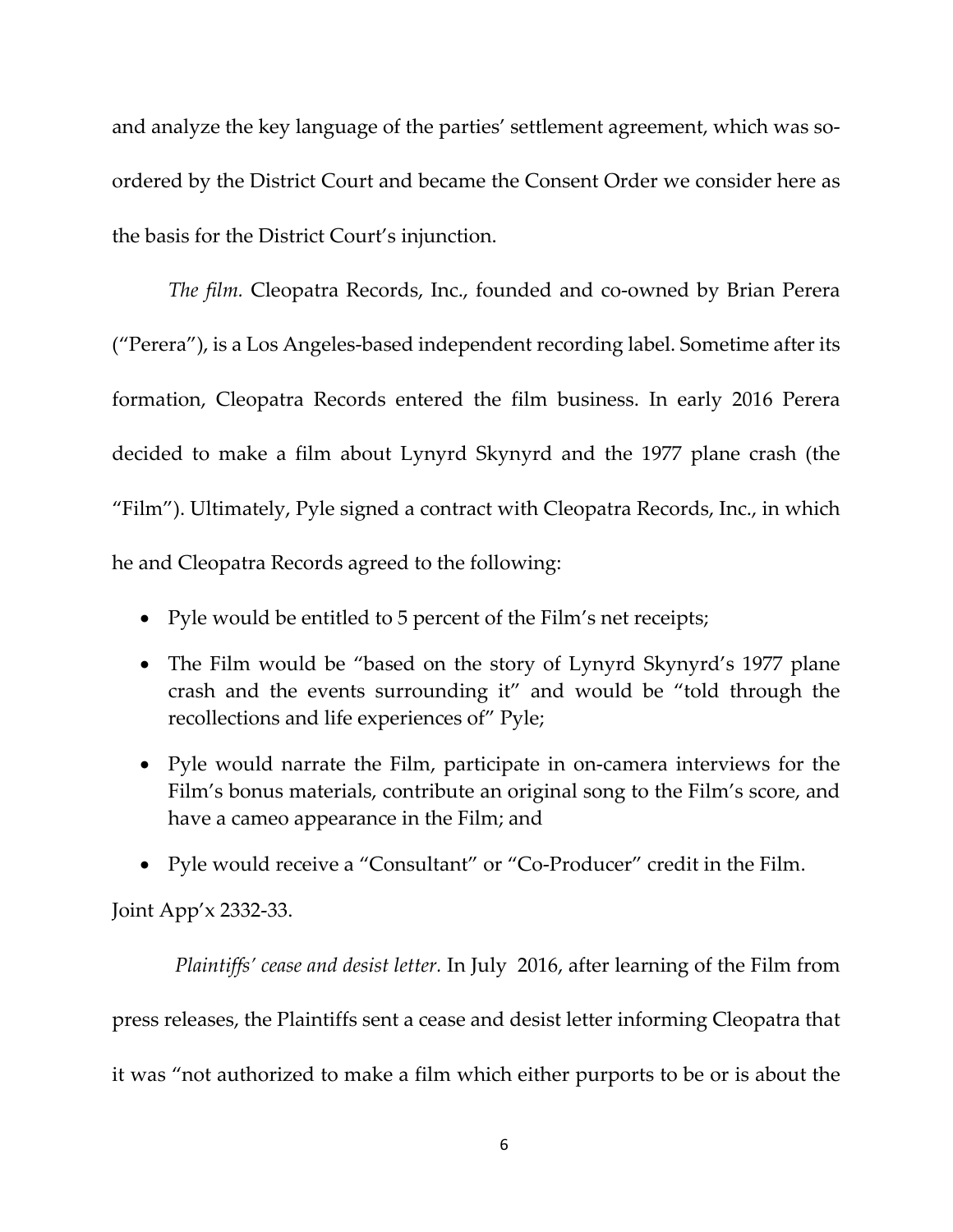and analyze the key language of the parties' settlement agreement, which was so-ordered by the District Court and became the Consent Order we consider here as the basis for the District Court's injunction.

*The film.* Cleopatra Records, Inc., founded and co-owned by Brian Perera ("Perera"), is a Los Angeles-based independent recording label. Sometime after its formation, Cleopatra Records entered the film business. In early 2016 Perera decided to make a film about Lynyrd Skynyrd and the 1977 plane crash (the "Film"). Ultimately, Pyle signed a contract with Cleopatra Records, Inc., in which he and Cleopatra Records agreed to the following:

- Pyle would be entitled to 5 percent of the Film's net receipts;
- The Film would be "based on the story of Lynyrd Skynyrd's 1977 plane crash and the events surrounding it" and would be "told through the recollections and life experiences of" Pyle;
- Pyle would narrate the Film, participate in on-camera interviews for the Film's bonus materials, contribute an original song to the Film's score, and have a cameo appearance in the Film; and
- Pyle would receive a "Consultant" or "Co-Producer" credit in the Film.

Joint App'x 2332-33.

*Plaintiffs' cease and desist letter.* In July 2016, after learning of the Film from press releases, the Plaintiffs sent a cease and desist letter informing Cleopatra that it was "not authorized to make a film which either purports to be or is about the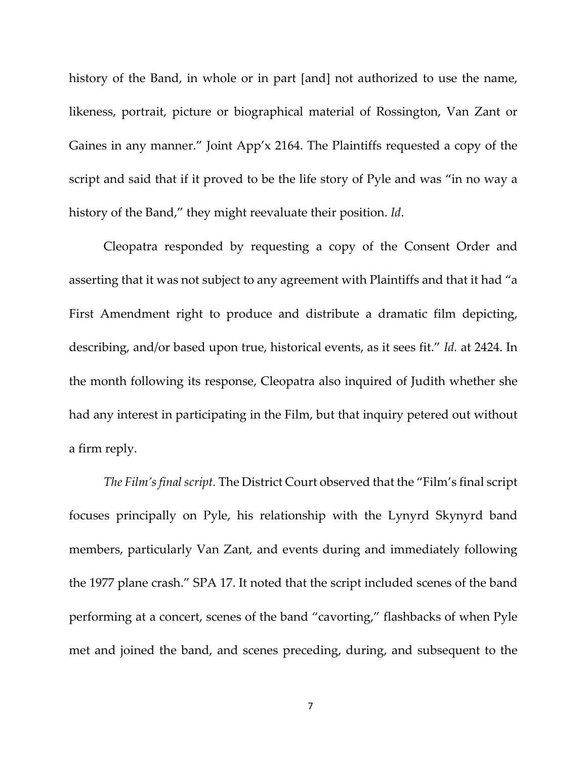history of the Band, in whole or in part [and] not authorized to use the name, likeness, portrait, picture or biographical material of Rossington, Van Zant or Gaines in any manner." Joint App'x 2164. The Plaintiffs requested a copy of the script and said that if it proved to be the life story of Pyle and was "in no way a history of the Band," they might reevaluate their position. *Id*.

Cleopatra responded by requesting a copy of the Consent Order and asserting that it was not subject to any agreement with Plaintiffs and that it had "a First Amendment right to produce and distribute a dramatic film depicting, describing, and/or based upon true, historical events, as it sees fit." *Id.* at 2424. In the month following its response, Cleopatra also inquired of Judith whether she had any interest in participating in the Film, but that inquiry petered out without a firm reply.

*The Film's final script.* The District Court observed that the "Film's final script focuses principally on Pyle, his relationship with the Lynyrd Skynyrd band members, particularly Van Zant, and events during and immediately following the 1977 plane crash." SPA 17. It noted that the script included scenes of the band performing at a concert, scenes of the band "cavorting," flashbacks of when Pyle met and joined the band, and scenes preceding, during, and subsequent to the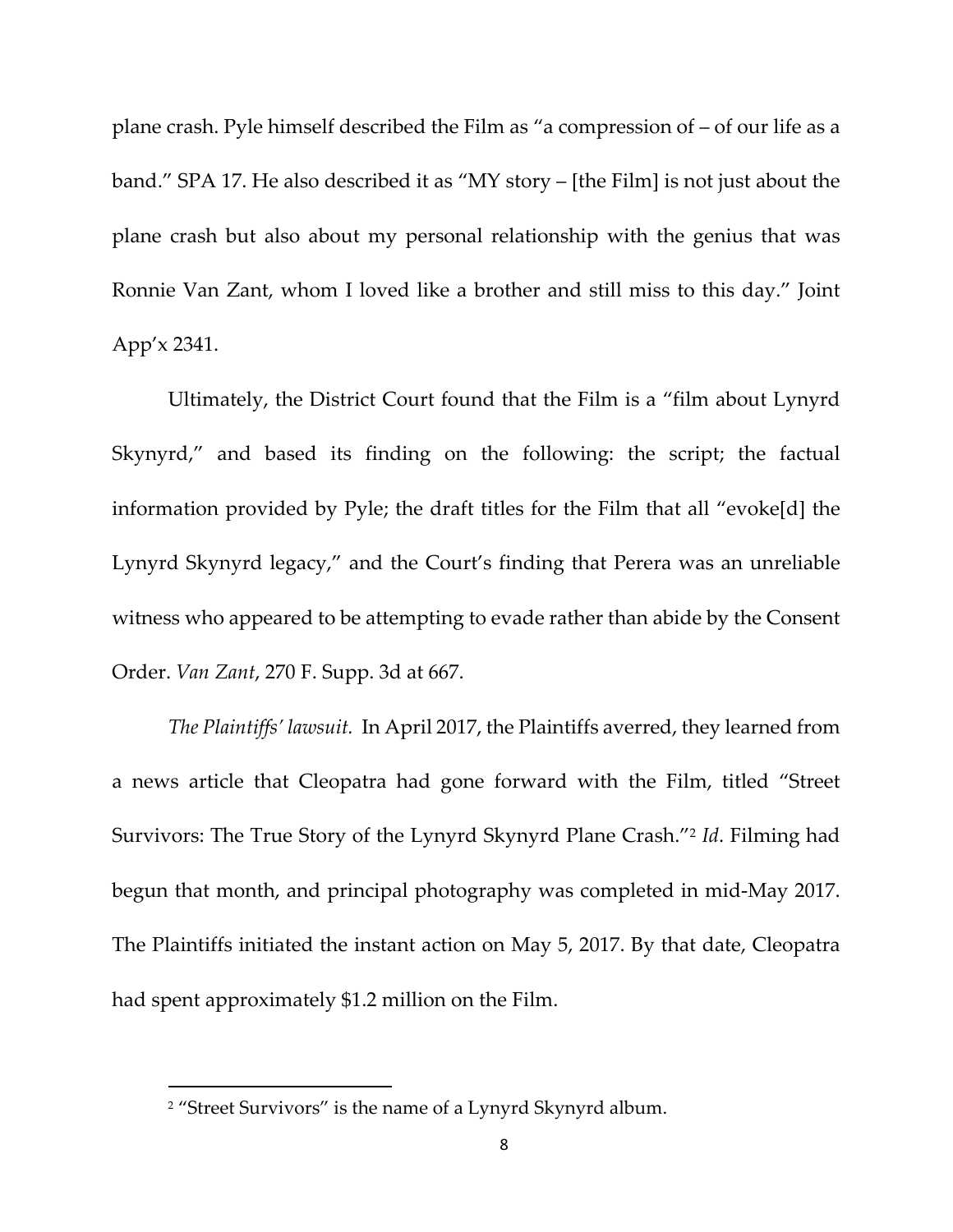plane crash. Pyle himself described the Film as "a compression of – of our life as a band." SPA 17. He also described it as "MY story – [the Film] is not just about the plane crash but also about my personal relationship with the genius that was Ronnie Van Zant, whom I loved like a brother and still miss to this day." Joint App'x 2341.

Ultimately, the District Court found that the Film is a "film about Lynyrd Skynyrd," and based its finding on the following: the script; the factual information provided by Pyle; the draft titles for the Film that all "evoke[d] the Lynyrd Skynyrd legacy," and the Court's finding that Perera was an unreliable witness who appeared to be attempting to evade rather than abide by the Consent Order. *Van Zant*, 270 F. Supp. 3d at 667.

*The Plaintiffs' lawsuit.* In April 2017, the Plaintiffs averred, they learned from a news article that Cleopatra had gone forward with the Film, titled "Street Survivors: The True Story of the Lynyrd Skynyrd Plane Crash."[2] *Id*. Filming had begun that month, and principal photography was completed in mid-May 2017. The Plaintiffs initiated the instant action on May 5, 2017. By that date, Cleopatra had spent approximately $1.2 million on the Film.

---

[2] "Street Survivors" is the name of a Lynyrd Skynyrd album.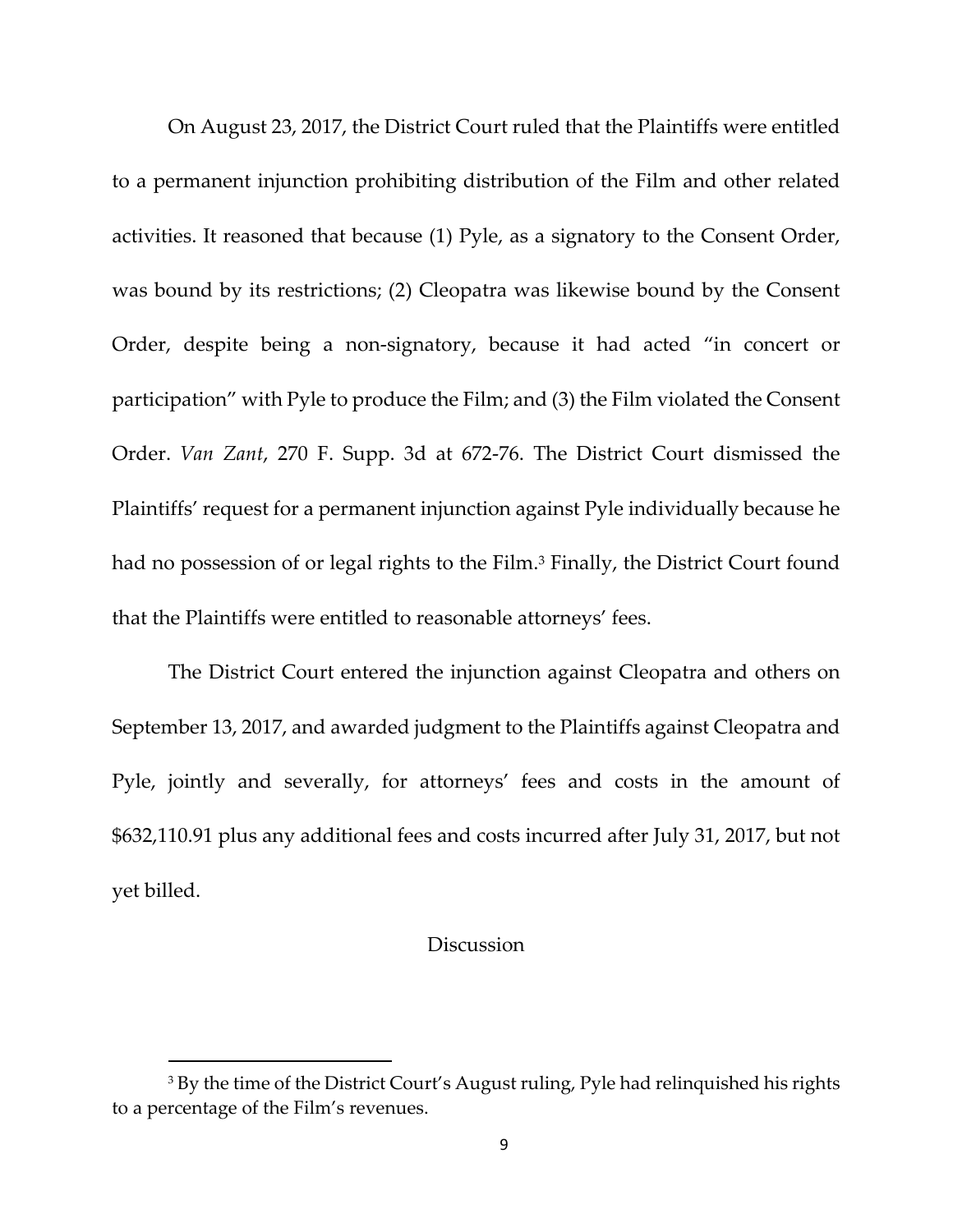On August 23, 2017, the District Court ruled that the Plaintiffs were entitled to a permanent injunction prohibiting distribution of the Film and other related activities. It reasoned that because (1) Pyle, as a signatory to the Consent Order, was bound by its restrictions; (2) Cleopatra was likewise bound by the Consent Order, despite being a non-signatory, because it had acted "in concert or participation" with Pyle to produce the Film; and (3) the Film violated the Consent Order. *Van Zant*, 270 F. Supp. 3d at 672-76. The District Court dismissed the Plaintiffs' request for a permanent injunction against Pyle individually because he had no possession of or legal rights to the Film.[3] Finally, the District Court found that the Plaintiffs were entitled to reasonable attorneys' fees.

The District Court entered the injunction against Cleopatra and others on September 13, 2017, and awarded judgment to the Plaintiffs against Cleopatra and Pyle, jointly and severally, for attorneys' fees and costs in the amount of $632,110.91 plus any additional fees and costs incurred after July 31, 2017, but not yet billed.

## Discussion

[3] By the time of the District Court's August ruling, Pyle had relinquished his rights to a percentage of the Film's revenues.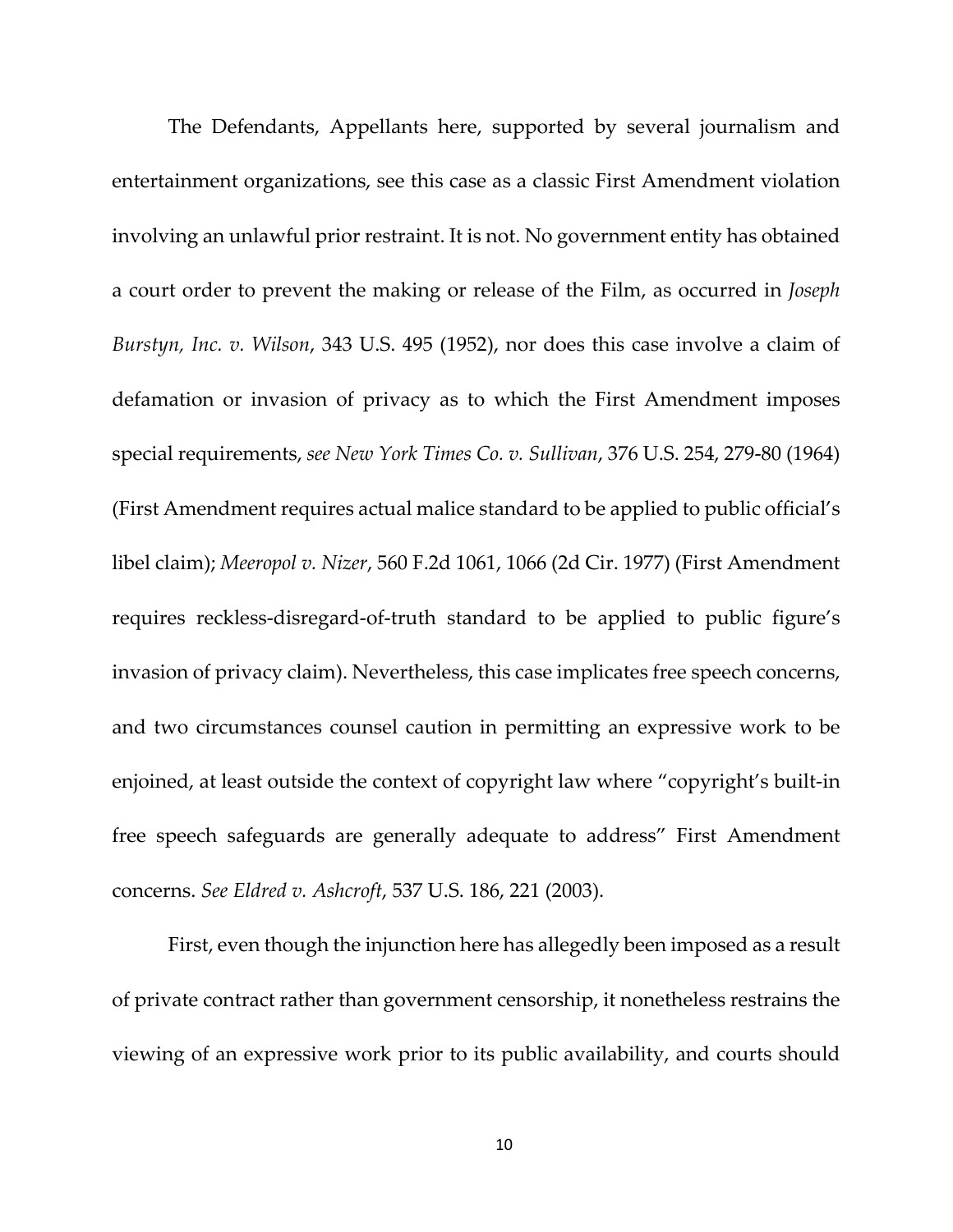The Defendants, Appellants here, supported by several journalism and entertainment organizations, see this case as a classic First Amendment violation involving an unlawful prior restraint. It is not. No government entity has obtained a court order to prevent the making or release of the Film, as occurred in *Joseph Burstyn, Inc. v. Wilson*, 343 U.S. 495 (1952), nor does this case involve a claim of defamation or invasion of privacy as to which the First Amendment imposes special requirements, *see New York Times Co. v. Sullivan*, 376 U.S. 254, 279-80 (1964) (First Amendment requires actual malice standard to be applied to public official's libel claim); *Meeropol v. Nizer*, 560 F.2d 1061, 1066 (2d Cir. 1977) (First Amendment requires reckless-disregard-of-truth standard to be applied to public figure's invasion of privacy claim). Nevertheless, this case implicates free speech concerns, and two circumstances counsel caution in permitting an expressive work to be enjoined, at least outside the context of copyright law where "copyright's built-in free speech safeguards are generally adequate to address" First Amendment concerns. *See Eldred v. Ashcroft*, 537 U.S. 186, 221 (2003).

First, even though the injunction here has allegedly been imposed as a result of private contract rather than government censorship, it nonetheless restrains the viewing of an expressive work prior to its public availability, and courts should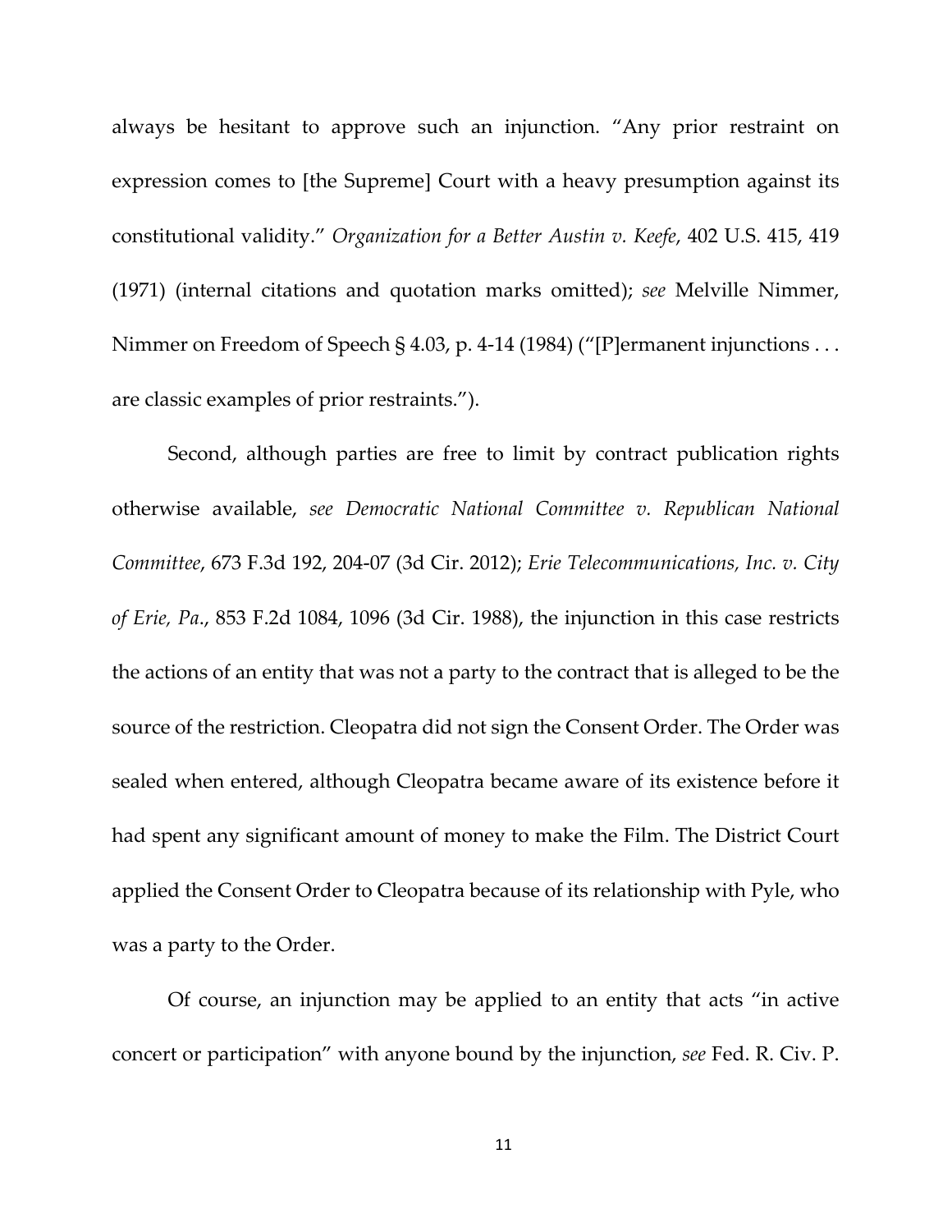always be hesitant to approve such an injunction. "Any prior restraint on expression comes to [the Supreme] Court with a heavy presumption against its constitutional validity." *Organization for a Better Austin v. Keefe*, 402 U.S. 415, 419 (1971) (internal citations and quotation marks omitted); *see* Melville Nimmer, Nimmer on Freedom of Speech § 4.03, p. 4-14 (1984) ("[P]ermanent injunctions . . . are classic examples of prior restraints.").

Second, although parties are free to limit by contract publication rights otherwise available, *see Democratic National Committee v. Republican National Committee*, 673 F.3d 192, 204-07 (3d Cir. 2012); *Erie Telecommunications, Inc. v. City of Erie, Pa.*, 853 F.2d 1084, 1096 (3d Cir. 1988), the injunction in this case restricts the actions of an entity that was not a party to the contract that is alleged to be the source of the restriction. Cleopatra did not sign the Consent Order. The Order was sealed when entered, although Cleopatra became aware of its existence before it had spent any significant amount of money to make the Film. The District Court applied the Consent Order to Cleopatra because of its relationship with Pyle, who was a party to the Order.

Of course, an injunction may be applied to an entity that acts "in active concert or participation" with anyone bound by the injunction, *see* Fed. R. Civ. P.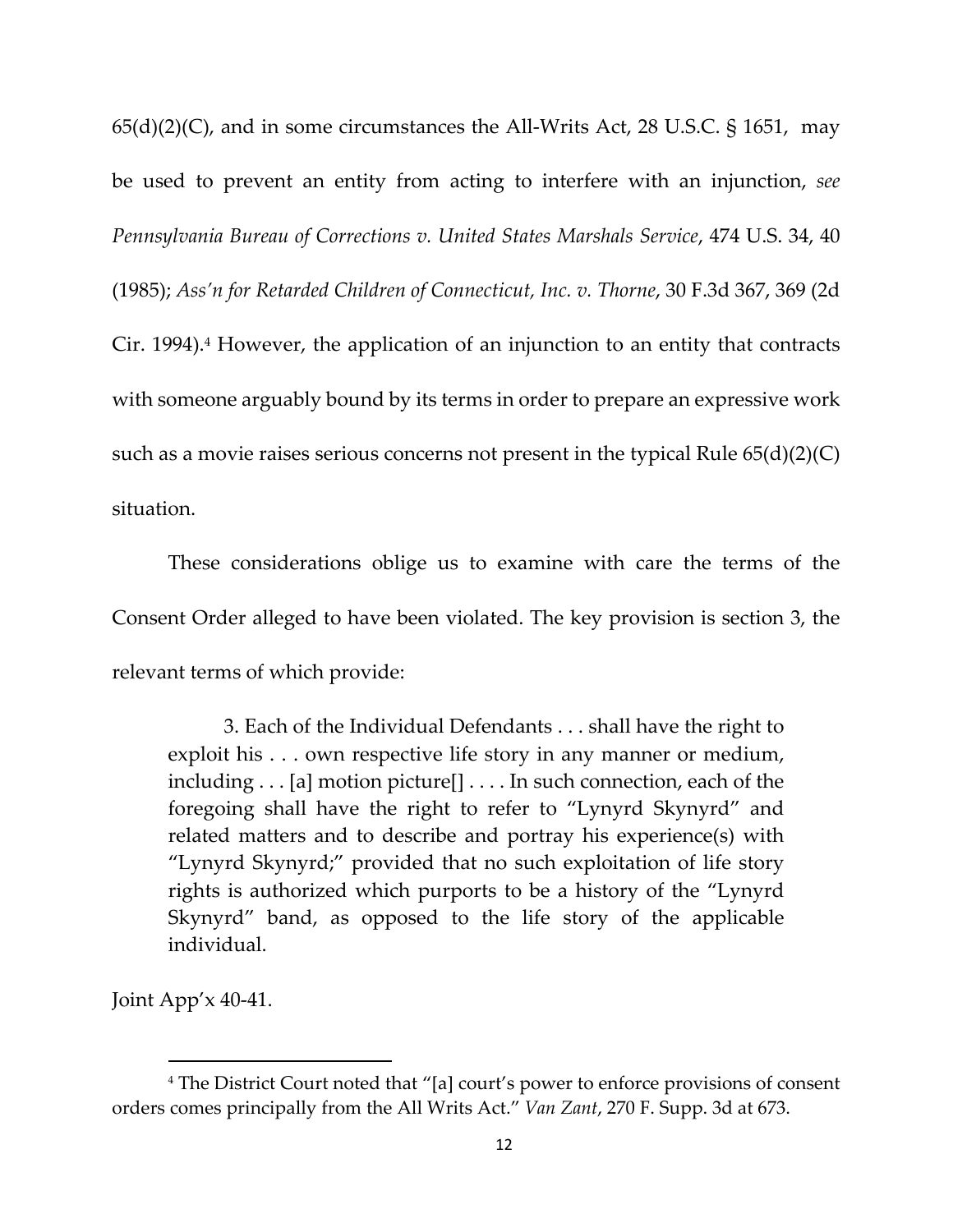65(d)(2)(C), and in some circumstances the All-Writs Act, 28 U.S.C. § 1651, may be used to prevent an entity from acting to interfere with an injunction, *see Pennsylvania Bureau of Corrections v. United States Marshals Service*, 474 U.S. 34, 40 (1985); *Ass'n for Retarded Children of Connecticut, Inc. v. Thorne*, 30 F.3d 367, 369 (2d Cir. 1994).[4] However, the application of an injunction to an entity that contracts with someone arguably bound by its terms in order to prepare an expressive work such as a movie raises serious concerns not present in the typical Rule 65(d)(2)(C) situation.

These considerations oblige us to examine with care the terms of the Consent Order alleged to have been violated. The key provision is section 3, the relevant terms of which provide:

> 3. Each of the Individual Defendants . . . shall have the right to exploit his . . . own respective life story in any manner or medium, including . . . [a] motion picture[] . . . . In such connection, each of the foregoing shall have the right to refer to "Lynyrd Skynyrd" and related matters and to describe and portray his experience(s) with "Lynyrd Skynyrd;" provided that no such exploitation of life story rights is authorized which purports to be a history of the "Lynyrd Skynyrd" band, as opposed to the life story of the applicable individual.

Joint App'x 40-41.

[4] The District Court noted that "[a] court's power to enforce provisions of consent orders comes principally from the All Writs Act." *Van Zant*, 270 F. Supp. 3d at 673.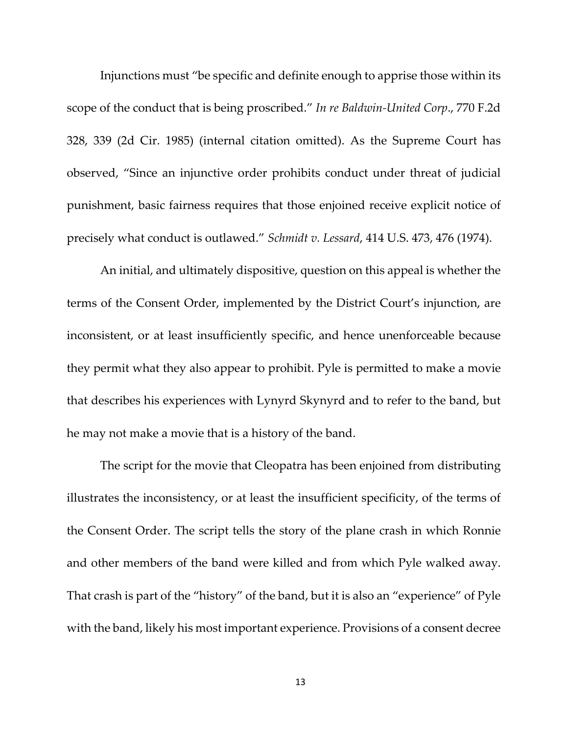Injunctions must "be specific and definite enough to apprise those within its scope of the conduct that is being proscribed." *In re Baldwin-United Corp*., 770 F.2d 328, 339 (2d Cir. 1985) (internal citation omitted). As the Supreme Court has observed, "Since an injunctive order prohibits conduct under threat of judicial punishment, basic fairness requires that those enjoined receive explicit notice of precisely what conduct is outlawed." *Schmidt v. Lessard*, 414 U.S. 473, 476 (1974).

An initial, and ultimately dispositive, question on this appeal is whether the terms of the Consent Order, implemented by the District Court's injunction, are inconsistent, or at least insufficiently specific, and hence unenforceable because they permit what they also appear to prohibit. Pyle is permitted to make a movie that describes his experiences with Lynyrd Skynyrd and to refer to the band, but he may not make a movie that is a history of the band.

The script for the movie that Cleopatra has been enjoined from distributing illustrates the inconsistency, or at least the insufficient specificity, of the terms of the Consent Order. The script tells the story of the plane crash in which Ronnie and other members of the band were killed and from which Pyle walked away. That crash is part of the "history" of the band, but it is also an "experience" of Pyle with the band, likely his most important experience. Provisions of a consent decree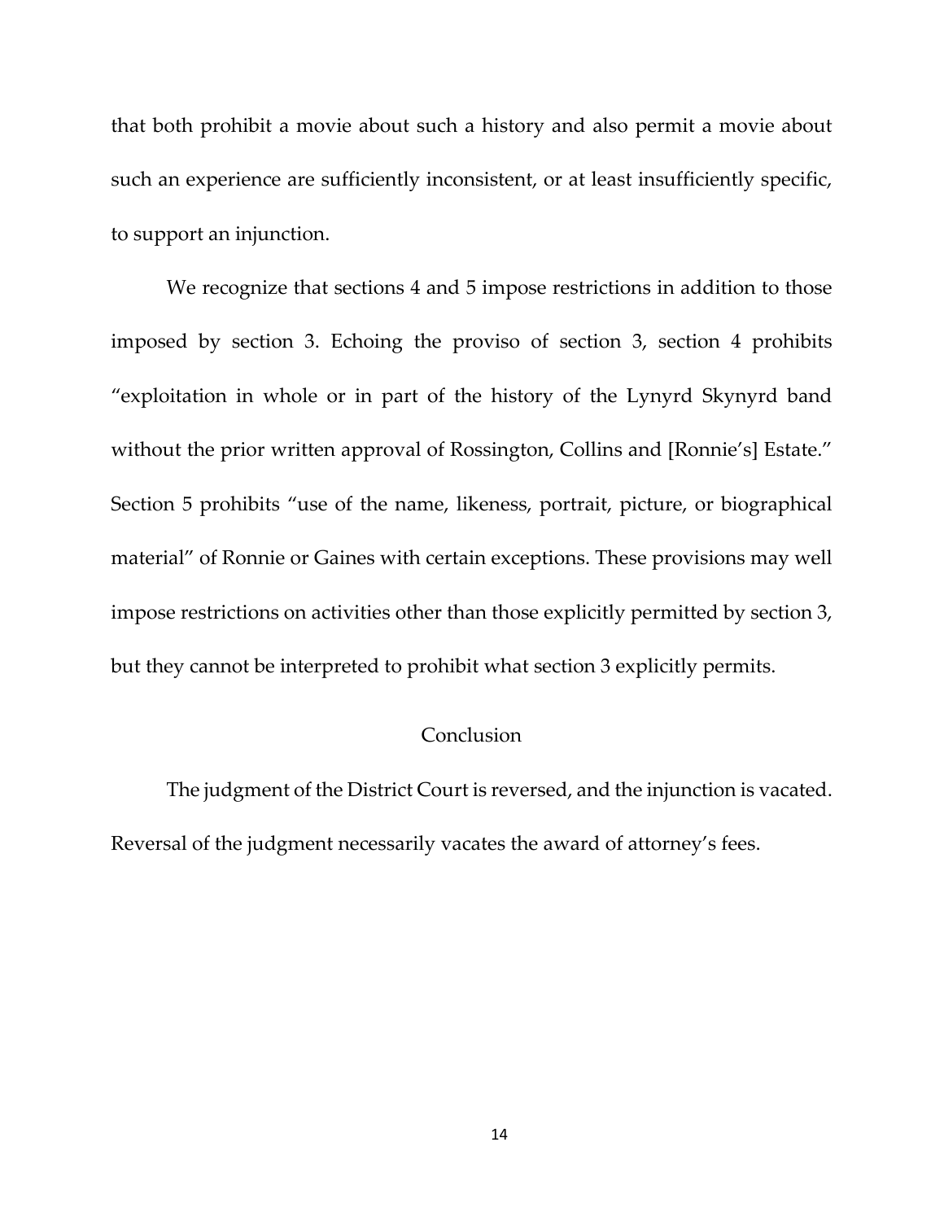that both prohibit a movie about such a history and also permit a movie about such an experience are sufficiently inconsistent, or at least insufficiently specific, to support an injunction.

We recognize that sections 4 and 5 impose restrictions in addition to those imposed by section 3. Echoing the proviso of section 3, section 4 prohibits "exploitation in whole or in part of the history of the Lynyrd Skynyrd band without the prior written approval of Rossington, Collins and [Ronnie's] Estate." Section 5 prohibits "use of the name, likeness, portrait, picture, or biographical material" of Ronnie or Gaines with certain exceptions. These provisions may well impose restrictions on activities other than those explicitly permitted by section 3, but they cannot be interpreted to prohibit what section 3 explicitly permits.

## Conclusion

The judgment of the District Court is reversed, and the injunction is vacated. Reversal of the judgment necessarily vacates the award of attorney's fees.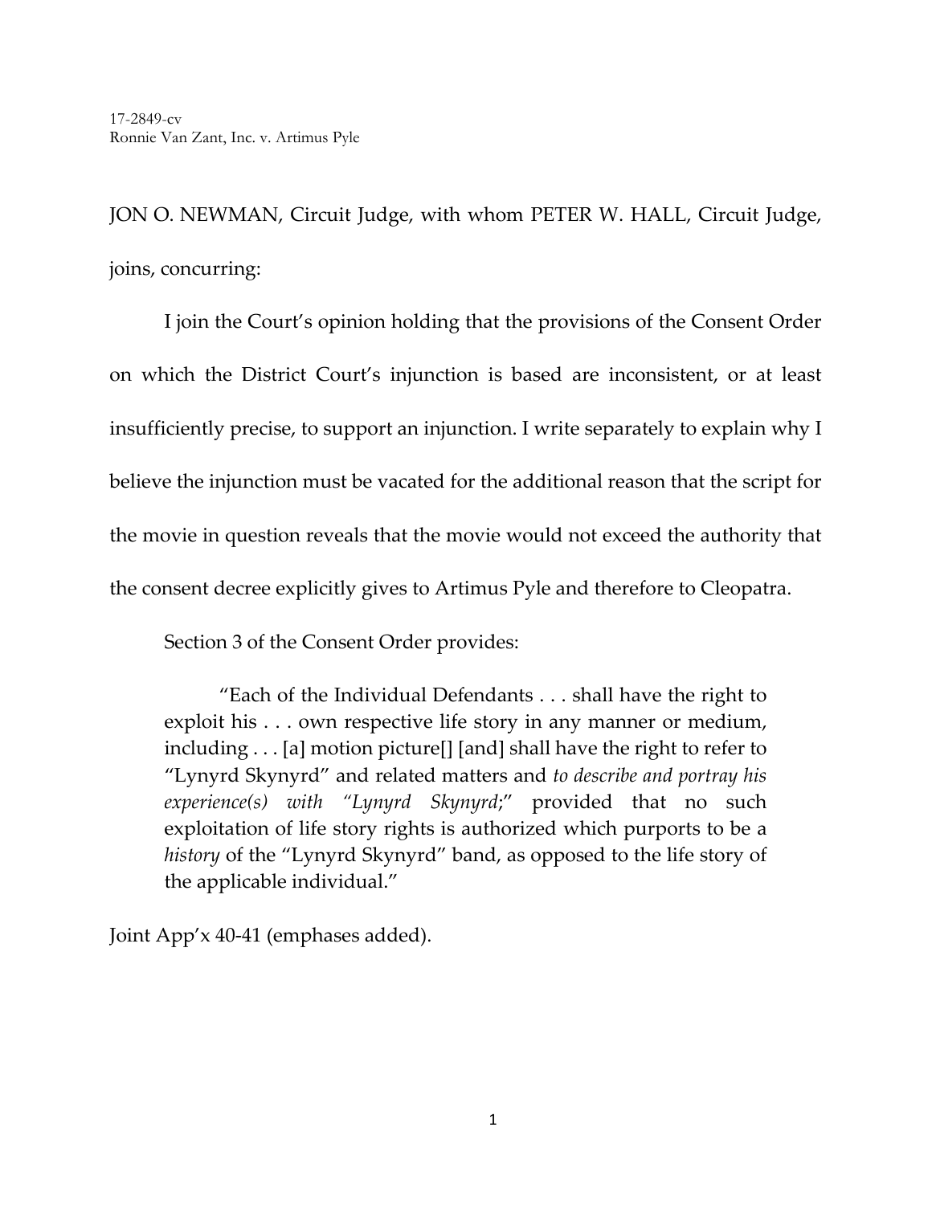17-2849-cv
Ronnie Van Zant, Inc. v. Artimus Pyle

JON O. NEWMAN, Circuit Judge, with whom PETER W. HALL, Circuit Judge, joins, concurring:

I join the Court's opinion holding that the provisions of the Consent Order on which the District Court's injunction is based are inconsistent, or at least insufficiently precise, to support an injunction. I write separately to explain why I believe the injunction must be vacated for the additional reason that the script for the movie in question reveals that the movie would not exceed the authority that the consent decree explicitly gives to Artimus Pyle and therefore to Cleopatra.

Section 3 of the Consent Order provides:

> "Each of the Individual Defendants . . . shall have the right to exploit his . . . own respective life story in any manner or medium, including . . . [a] motion picture[] [and] shall have the right to refer to "Lynyrd Skynyrd" and related matters and *to describe and portray his experience(s) with "Lynyrd Skynyrd*;" provided that no such exploitation of life story rights is authorized which purports to be a *history* of the "Lynyrd Skynyrd" band, as opposed to the life story of the applicable individual."

Joint App'x 40-41 (emphases added).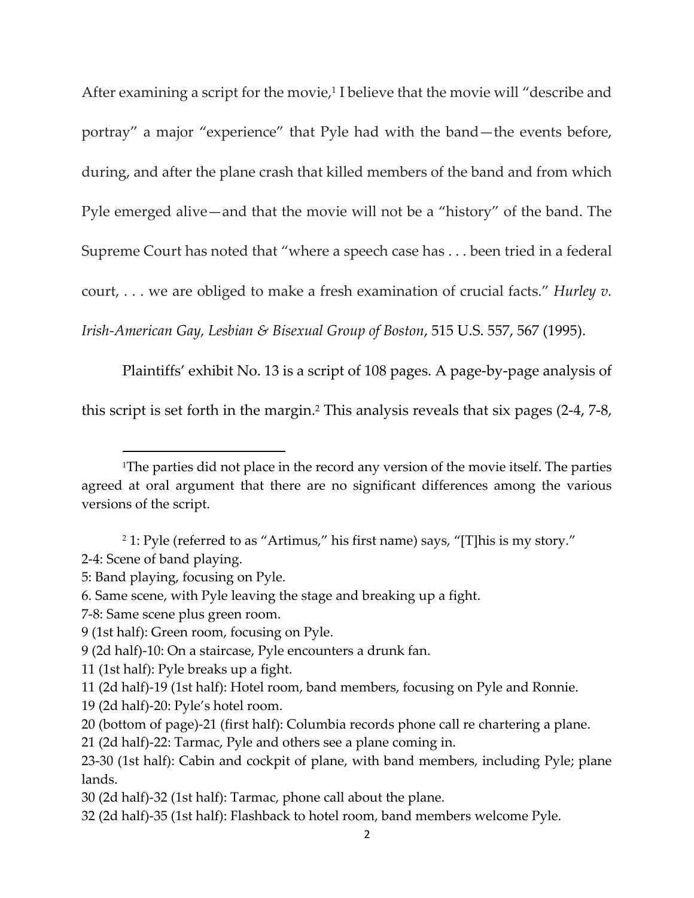After examining a script for the movie,[1] I believe that the movie will "describe and portray" a major "experience" that Pyle had with the band—the events before, during, and after the plane crash that killed members of the band and from which Pyle emerged alive—and that the movie will not be a "history" of the band. The Supreme Court has noted that "where a speech case has . . . been tried in a federal court, . . . we are obliged to make a fresh examination of crucial facts." *Hurley v. Irish-American Gay, Lesbian & Bisexual Group of Boston*, 515 U.S. 557, 567 (1995).

Plaintiffs' exhibit No. 13 is a script of 108 pages. A page-by-page analysis of this script is set forth in the margin.[2] This analysis reveals that six pages (2-4, 7-8,

---

[1]The parties did not place in the record any version of the movie itself. The parties agreed at oral argument that there are no significant differences among the various versions of the script.

[2] 1: Pyle (referred to as "Artimus," his first name) says, "[T]his is my story."
2-4: Scene of band playing.
5: Band playing, focusing on Pyle.
6. Same scene, with Pyle leaving the stage and breaking up a fight.
7-8: Same scene plus green room.
9 (1st half): Green room, focusing on Pyle.
9 (2d half)-10: On a staircase, Pyle encounters a drunk fan.
11 (1st half): Pyle breaks up a fight.
11 (2d half)-19 (1st half): Hotel room, band members, focusing on Pyle and Ronnie.
19 (2d half)-20: Pyle's hotel room.
20 (bottom of page)-21 (first half): Columbia records phone call re chartering a plane.
21 (2d half)-22: Tarmac, Pyle and others see a plane coming in.
23-30 (1st half): Cabin and cockpit of plane, with band members, including Pyle; plane lands.
30 (2d half)-32 (1st half): Tarmac, phone call about the plane.
32 (2d half)-35 (1st half): Flashback to hotel room, band members welcome Pyle.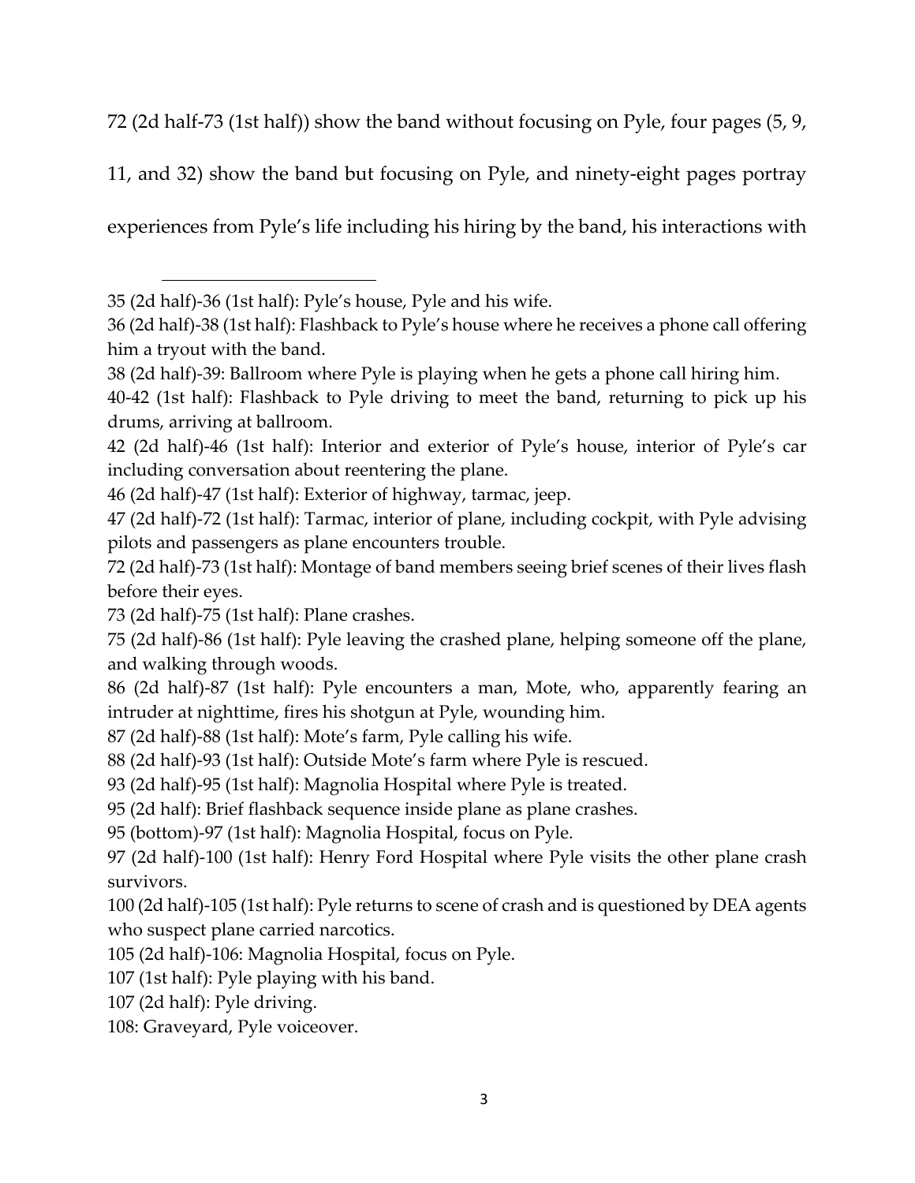72 (2d half-73 (1st half)) show the band without focusing on Pyle, four pages (5, 9, 11, and 32) show the band but focusing on Pyle, and ninety-eight pages portray experiences from Pyle's life including his hiring by the band, his interactions with

---

35 (2d half)-36 (1st half): Pyle's house, Pyle and his wife.

36 (2d half)-38 (1st half): Flashback to Pyle's house where he receives a phone call offering him a tryout with the band.

38 (2d half)-39: Ballroom where Pyle is playing when he gets a phone call hiring him.

40-42 (1st half): Flashback to Pyle driving to meet the band, returning to pick up his drums, arriving at ballroom.

42 (2d half)-46 (1st half): Interior and exterior of Pyle's house, interior of Pyle's car including conversation about reentering the plane.

46 (2d half)-47 (1st half): Exterior of highway, tarmac, jeep.

47 (2d half)-72 (1st half): Tarmac, interior of plane, including cockpit, with Pyle advising pilots and passengers as plane encounters trouble.

72 (2d half)-73 (1st half): Montage of band members seeing brief scenes of their lives flash before their eyes.

73 (2d half)-75 (1st half): Plane crashes.

75 (2d half)-86 (1st half): Pyle leaving the crashed plane, helping someone off the plane, and walking through woods.

86 (2d half)-87 (1st half): Pyle encounters a man, Mote, who, apparently fearing an intruder at nighttime, fires his shotgun at Pyle, wounding him.

87 (2d half)-88 (1st half): Mote's farm, Pyle calling his wife.

88 (2d half)-93 (1st half): Outside Mote's farm where Pyle is rescued.

93 (2d half)-95 (1st half): Magnolia Hospital where Pyle is treated.

95 (2d half): Brief flashback sequence inside plane as plane crashes.

95 (bottom)-97 (1st half): Magnolia Hospital, focus on Pyle.

97 (2d half)-100 (1st half): Henry Ford Hospital where Pyle visits the other plane crash survivors.

100 (2d half)-105 (1st half): Pyle returns to scene of crash and is questioned by DEA agents who suspect plane carried narcotics.

105 (2d half)-106: Magnolia Hospital, focus on Pyle.

107 (1st half): Pyle playing with his band.

107 (2d half): Pyle driving.

108: Graveyard, Pyle voiceover.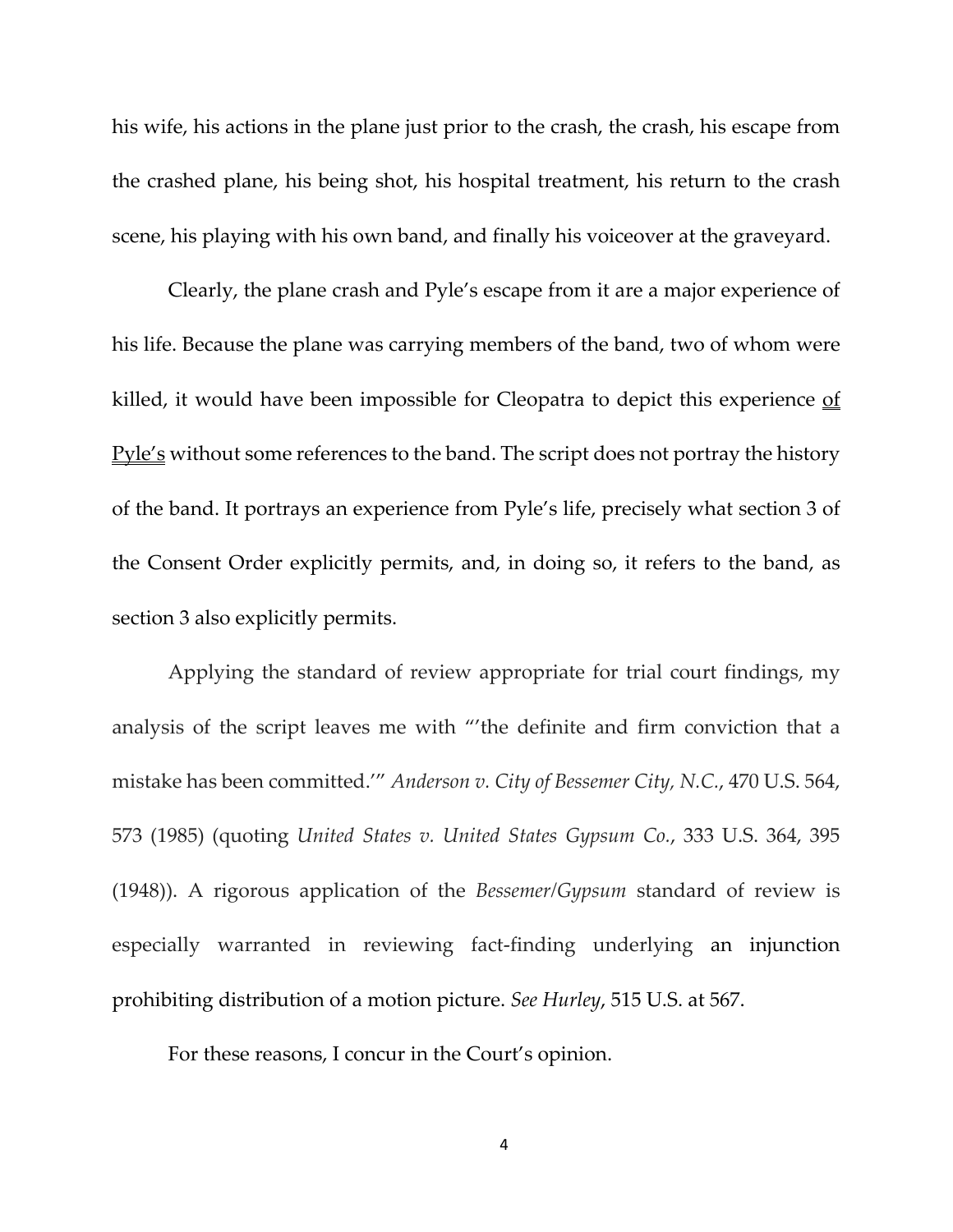his wife, his actions in the plane just prior to the crash, the crash, his escape from the crashed plane, his being shot, his hospital treatment, his return to the crash scene, his playing with his own band, and finally his voiceover at the graveyard.

Clearly, the plane crash and Pyle's escape from it are a major experience of his life. Because the plane was carrying members of the band, two of whom were killed, it would have been impossible for Cleopatra to depict this experience of Pyle's without some references to the band. The script does not portray the history of the band. It portrays an experience from Pyle's life, precisely what section 3 of the Consent Order explicitly permits, and, in doing so, it refers to the band, as section 3 also explicitly permits.

Applying the standard of review appropriate for trial court findings, my analysis of the script leaves me with "'the definite and firm conviction that a mistake has been committed.'" *Anderson v. City of Bessemer City, N.C.*, 470 U.S. 564, 573 (1985) (quoting *United States v. United States Gypsum Co.*, 333 U.S. 364, 395 (1948)). A rigorous application of the *Bessemer/Gypsum* standard of review is especially warranted in reviewing fact-finding underlying an injunction prohibiting distribution of a motion picture. *See Hurley*, 515 U.S. at 567.

For these reasons, I concur in the Court's opinion.